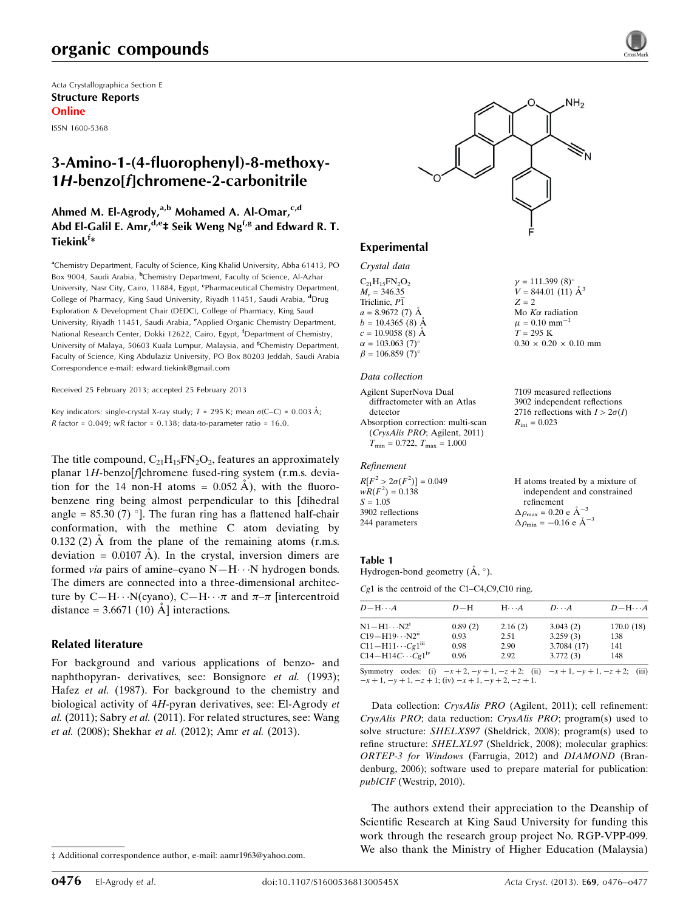# organic compounds

Acta Crystallographica Section E
**Structure Reports**
**Online**

ISSN 1600-5368

# 3-Amino-1-(4-fluorophenyl)-8-methoxy-1*H*-benzo[*f*]chromene-2-carbonitrile

**Ahmed M. El-Agrody,[a,b] Mohamed A. Al-Omar,[c,d] Abd El-Galil E. Amr,[d,e]‡ Seik Weng Ng[f,g] and Edward R. T. Tiekink[f]***

[a]Chemistry Department, Faculty of Science, King Khalid University, Abha 61413, PO Box 9004, Saudi Arabia, [b]Chemistry Department, Faculty of Science, Al-Azhar University, Nasr City, Cairo, 11884, Egypt, [c]Pharmaceutical Chemistry Department, College of Pharmacy, King Saud University, Riyadh 11451, Saudi Arabia, [d]Drug Exploration & Development Chair (DEDC), College of Pharmacy, King Saud University, Riyadh 11451, Saudi Arabia, [e]Applied Organic Chemistry Department, National Research Center, Dokki 12622, Cairo, Egypt, [f]Department of Chemistry, University of Malaya, 50603 Kuala Lumpur, Malaysia, and [g]Chemistry Department, Faculty of Science, King Abdulaziz University, PO Box 80203 Jeddah, Saudi Arabia
Correspondence e-mail: edward.tiekink@gmail.com

Received 25 February 2013; accepted 25 February 2013

Key indicators: single-crystal X-ray study; $T$ = 295 K; mean $\sigma$(C–C) = 0.003 Å; $R$ factor = 0.049; $wR$ factor = 0.138; data-to-parameter ratio = 16.0.

The title compound, $C_{21}H_{15}FN_2O_2$, features an approximately planar 1*H*-benzo[*f*]chromene fused-ring system (r.m.s. deviation for the 14 non-H atoms = 0.052 Å), with the fluorobenzene ring being almost perpendicular to this [dihedral angle = 85.30 (7) °]. The furan ring has a flattened half-chair conformation, with the methine C atom deviating by 0.132 (2) Å from the plane of the remaining atoms (r.m.s. deviation = 0.0107 Å). In the crystal, inversion dimers are formed *via* pairs of amine–cyano N—H⋯N hydrogen bonds. The dimers are connected into a three-dimensional architecture by C—H⋯N(cyano), C—H⋯$\pi$ and $\pi$–$\pi$ [intercentroid distance = 3.6671 (10) Å] interactions.

## Related literature

For background and various applications of benzo- and naphthopyran- derivatives, see: Bonsignore *et al.* (1993); Hafez *et al.* (1987). For background to the chemistry and biological activity of 4*H*-pyran derivatives, see: El-Agrody *et al.* (2011); Sabry *et al.* (2011). For related structures, see: Wang *et al.* (2008); Shekhar *et al.* (2012); Amr *et al.* (2013).

## Experimental

### Crystal data

$C_{21}H_{15}FN_2O_2$
$M_r$ = 346.35
Triclinic, $P\overline{1}$
$a$ = 8.9672 (7) Å
$b$ = 10.4365 (8) Å
$c$ = 10.9058 (8) Å
$\alpha$ = 103.063 (7)°
$\beta$ = 106.859 (7)°
$\gamma$ = 111.399 (8)°
$V$ = 844.01 (11) Å$^3$
$Z$ = 2
Mo $K\alpha$ radiation
$\mu$ = 0.10 mm$^{-1}$
$T$ = 295 K
0.30 × 0.20 × 0.10 mm

### Data collection

Agilent SuperNova Dual diffractometer with an Atlas detector
Absorption correction: multi-scan (*CrysAlis PRO*; Agilent, 2011)
$T_{min}$ = 0.722, $T_{max}$ = 1.000
7109 measured reflections
3902 independent reflections
2716 reflections with $I > 2\sigma(I)$
$R_{int}$ = 0.023

### Refinement

$R[F^2 > 2\sigma(F^2)]$ = 0.049
$wR(F^2)$ = 0.138
$S$ = 1.05
3902 reflections
244 parameters
H atoms treated by a mixture of independent and constrained refinement
$\Delta\rho_{max}$ = 0.20 e Å$^{-3}$
$\Delta\rho_{min}$ = −0.16 e Å$^{-3}$

**Table 1**
Hydrogen-bond geometry (Å, °).

*Cg*1 is the centroid of the C1–C4,C9,C10 ring.

| $D$—H⋯$A$ | $D$—H | H⋯$A$ | $D$⋯$A$ | $D$—H⋯$A$ |
|---|---|---|---|---|
| N1—H1⋯N2[i] | 0.89 (2) | 2.16 (2) | 3.043 (2) | 170.0 (18) |
| C19—H19⋯N2[ii] | 0.93 | 2.51 | 3.259 (3) | 138 |
| C11—H11⋯*Cg*1[iii] | 0.98 | 2.90 | 3.7084 (17) | 141 |
| C14—H14C⋯*Cg*1[iv] | 0.96 | 2.92 | 3.772 (3) | 148 |

Symmetry codes: (i) $-x+2, -y+1, -z+2$; (ii) $-x+1, -y+1, -z+2$; (iii) $-x+1, -y+1, -z+1$; (iv) $-x+1, -y+2, -z+1$.

Data collection: *CrysAlis PRO* (Agilent, 2011); cell refinement: *CrysAlis PRO*; data reduction: *CrysAlis PRO*; program(s) used to solve structure: *SHELXS97* (Sheldrick, 2008); program(s) used to refine structure: *SHELXL97* (Sheldrick, 2008); molecular graphics: *ORTEP-3 for Windows* (Farrugia, 2012) and *DIAMOND* (Brandenburg, 2006); software used to prepare material for publication: *publCIF* (Westrip, 2010).

The authors extend their appreciation to the Deanship of Scientific Research at King Saud University for funding this work through the research group project No. RGP-VPP-099. We also thank the Ministry of Higher Education (Malaysia)

‡ Additional correspondence author, e-mail: aamr1963@yahoo.com.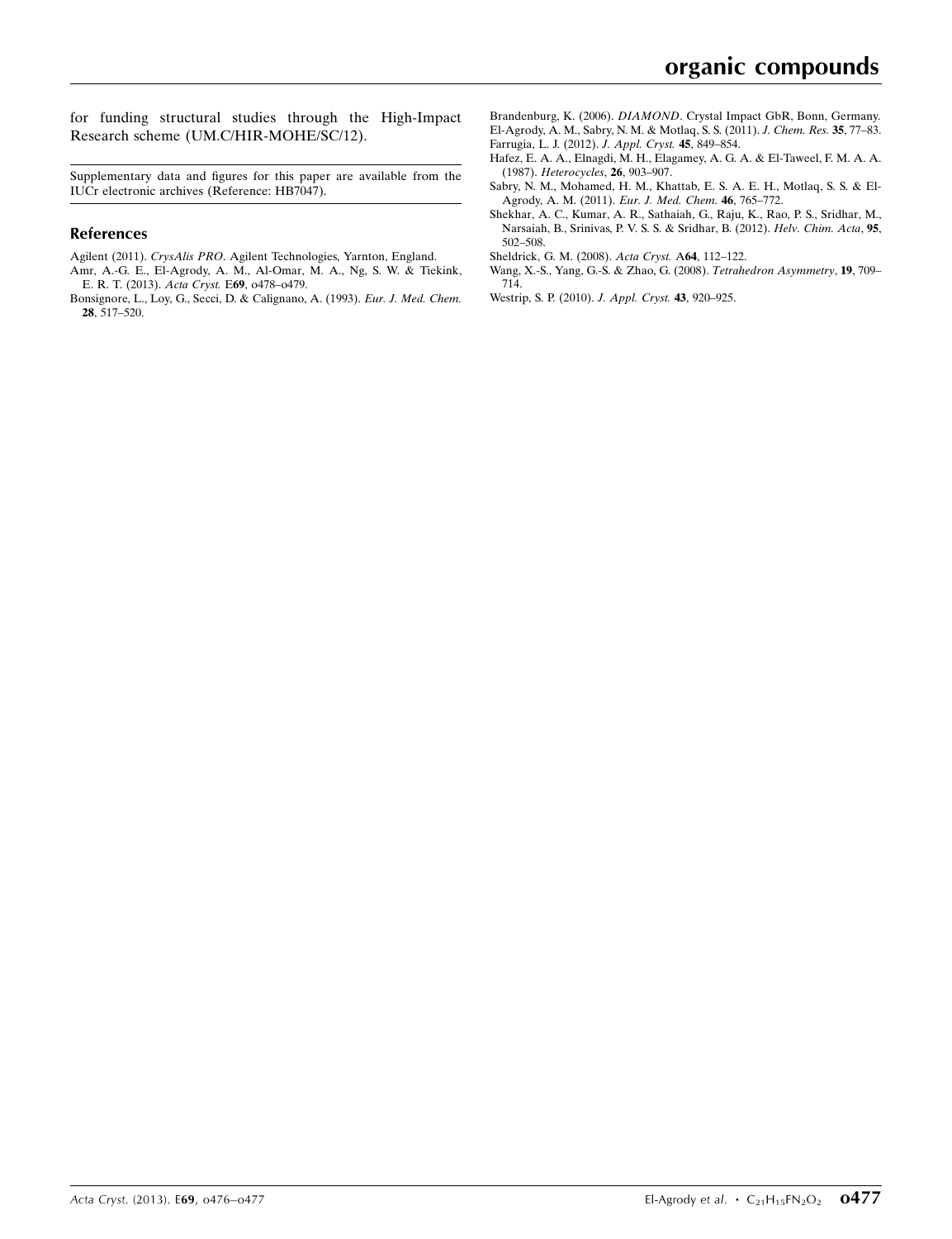for funding structural studies through the High-Impact Research scheme (UM.C/HIR-MOHE/SC/12).

Supplementary data and figures for this paper are available from the IUCr electronic archives (Reference: HB7047).

## References

Agilent (2011). *CrysAlis PRO*. Agilent Technologies, Yarnton, England.

Amr, A.-G. E., El-Agrody, A. M., Al-Omar, M. A., Ng, S. W. & Tiekink, E. R. T. (2013). *Acta Cryst.* E**69**, o478–o479.

Bonsignore, L., Loy, G., Secci, D. & Calignano, A. (1993). *Eur. J. Med. Chem.* **28**, 517–520.

Brandenburg, K. (2006). *DIAMOND*. Crystal Impact GbR, Bonn, Germany.

El-Agrody, A. M., Sabry, N. M. & Motlaq, S. S. (2011). *J. Chem. Res.* **35**, 77–83.

Farrugia, L. J. (2012). *J. Appl. Cryst.* **45**, 849–854.

Hafez, E. A. A., Elnagdi, M. H., Elagamey, A. G. A. & El-Taweel, F. M. A. A. (1987). *Heterocycles*, **26**, 903–907.

Sabry, N. M., Mohamed, H. M., Khattab, E. S. A. E. H., Motlaq, S. S. & El-Agrody, A. M. (2011). *Eur. J. Med. Chem.* **46**, 765–772.

Shekhar, A. C., Kumar, A. R., Sathaiah, G., Raju, K., Rao, P. S., Sridhar, M., Narsaiah, B., Srinivas, P. V. S. S. & Sridhar, B. (2012). *Helv. Chim. Acta*, **95**, 502–508.

Sheldrick, G. M. (2008). *Acta Cryst.* A**64**, 112–122.

Wang, X.-S., Yang, G.-S. & Zhao, G. (2008). *Tetrahedron Asymmetry*, **19**, 709–714.

Westrip, S. P. (2010). *J. Appl. Cryst.* **43**, 920–925.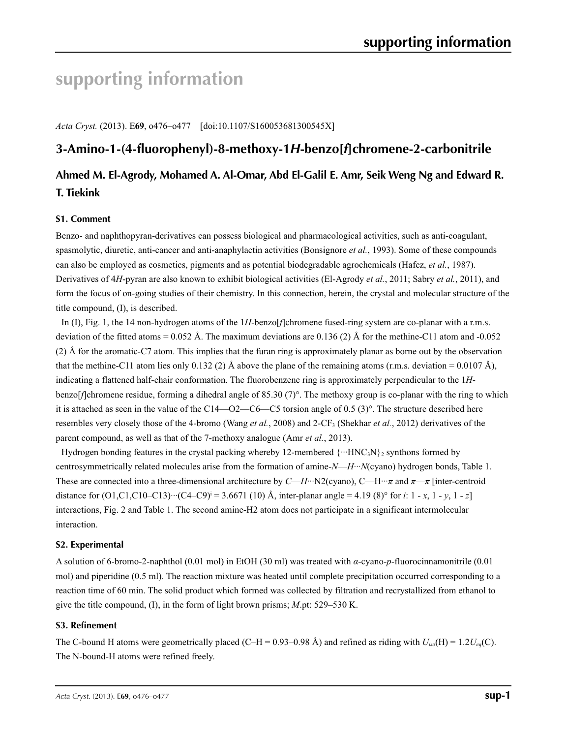# supporting information

*Acta Cryst.* (2013). E**69**, o476–o477 [doi:10.1107/S160053681300545X]

## 3-Amino-1-(4-fluorophenyl)-8-methoxy-1*H*-benzo[*f*]chromene-2-carbonitrile

### Ahmed M. El-Agrody, Mohamed A. Al-Omar, Abd El-Galil E. Amr, Seik Weng Ng and Edward R. T. Tiekink

### S1. Comment

Benzo- and naphthopyran-derivatives can possess biological and pharmacological activities, such as anti-coagulant, spasmolytic, diuretic, anti-cancer and anti-anaphylactin activities (Bonsignore *et al.*, 1993). Some of these compounds can also be employed as cosmetics, pigments and as potential biodegradable agrochemicals (Hafez, *et al.*, 1987). Derivatives of 4*H*-pyran are also known to exhibit biological activities (El-Agrody *et al.*, 2011; Sabry *et al.*, 2011), and form the focus of on-going studies of their chemistry. In this connection, herein, the crystal and molecular structure of the title compound, (I), is described.

In (I), Fig. 1, the 14 non-hydrogen atoms of the 1*H*-benzo[*f*]chromene fused-ring system are co-planar with a r.m.s. deviation of the fitted atoms = 0.052 Å. The maximum deviations are 0.136 (2) Å for the methine-C11 atom and -0.052 (2) Å for the aromatic-C7 atom. This implies that the furan ring is approximately planar as borne out by the observation that the methine-C11 atom lies only 0.132 (2) Å above the plane of the remaining atoms (r.m.s. deviation = 0.0107 Å), indicating a flattened half-chair conformation. The fluorobenzene ring is approximately perpendicular to the 1*H*-benzo[*f*]chromene residue, forming a dihedral angle of 85.30 (7)°. The methoxy group is co-planar with the ring to which it is attached as seen in the value of the C14—O2—C6—C5 torsion angle of 0.5 (3)°. The structure described here resembles very closely those of the 4-bromo (Wang *et al.*, 2008) and 2-$CF_3$ (Shekhar *et al.*, 2012) derivatives of the parent compound, as well as that of the 7-methoxy analogue (Amr *et al.*, 2013).

Hydrogen bonding features in the crystal packing whereby 12-membered $\{\cdots HNC_3N\}_2$ synthons formed by centrosymmetrically related molecules arise from the formation of amine-*N*—*H*···*N*(cyano) hydrogen bonds, Table 1. These are connected into a three-dimensional architecture by *C*—*H*···N2(cyano), C—H···*π* and *π*—*π* [inter-centroid distance for (O1,C1,C10–C13)···(C4–C9)[i] = 3.6671 (10) Å, inter-planar angle = 4.19 (8)° for *i*: 1 - *x*, 1 - *y*, 1 - *z*] interactions, Fig. 2 and Table 1. The second amine-H2 atom does not participate in a significant intermolecular interaction.

### S2. Experimental

A solution of 6-bromo-2-naphthol (0.01 mol) in EtOH (30 ml) was treated with *α*-cyano-*p*-fluorocinnamonitrile (0.01 mol) and piperidine (0.5 ml). The reaction mixture was heated until complete precipitation occurred corresponding to a reaction time of 60 min. The solid product which formed was collected by filtration and recrystallized from ethanol to give the title compound, (I), in the form of light brown prisms; *M*.pt: 529–530 K.

### S3. Refinement

The C-bound H atoms were geometrically placed (C–H = 0.93–0.98 Å) and refined as riding with $U_{iso}$(H) = 1.2$U_{eq}$(C). The N-bound-H atoms were refined freely.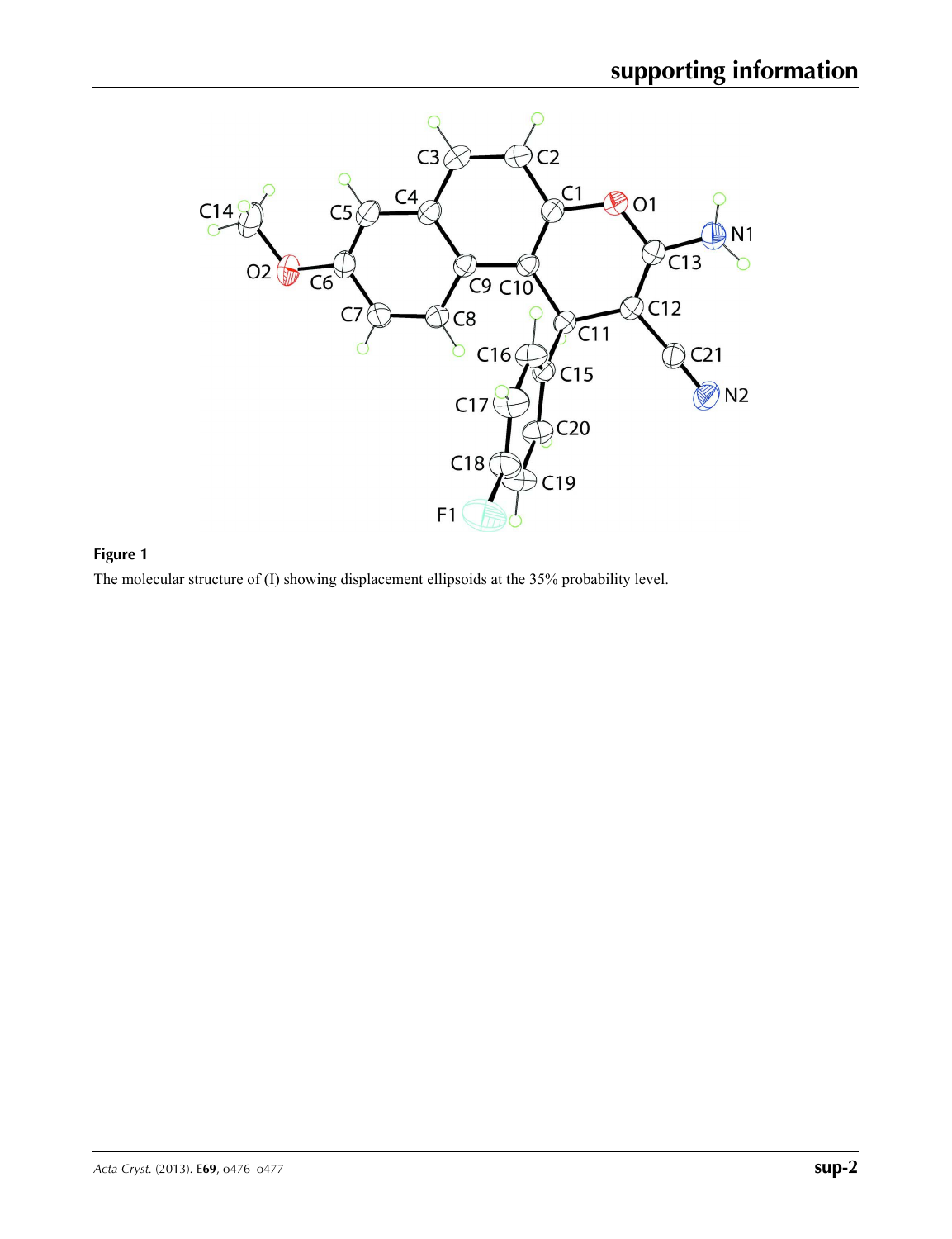**Figure 1**

The molecular structure of (I) showing displacement ellipsoids at the 35% probability level.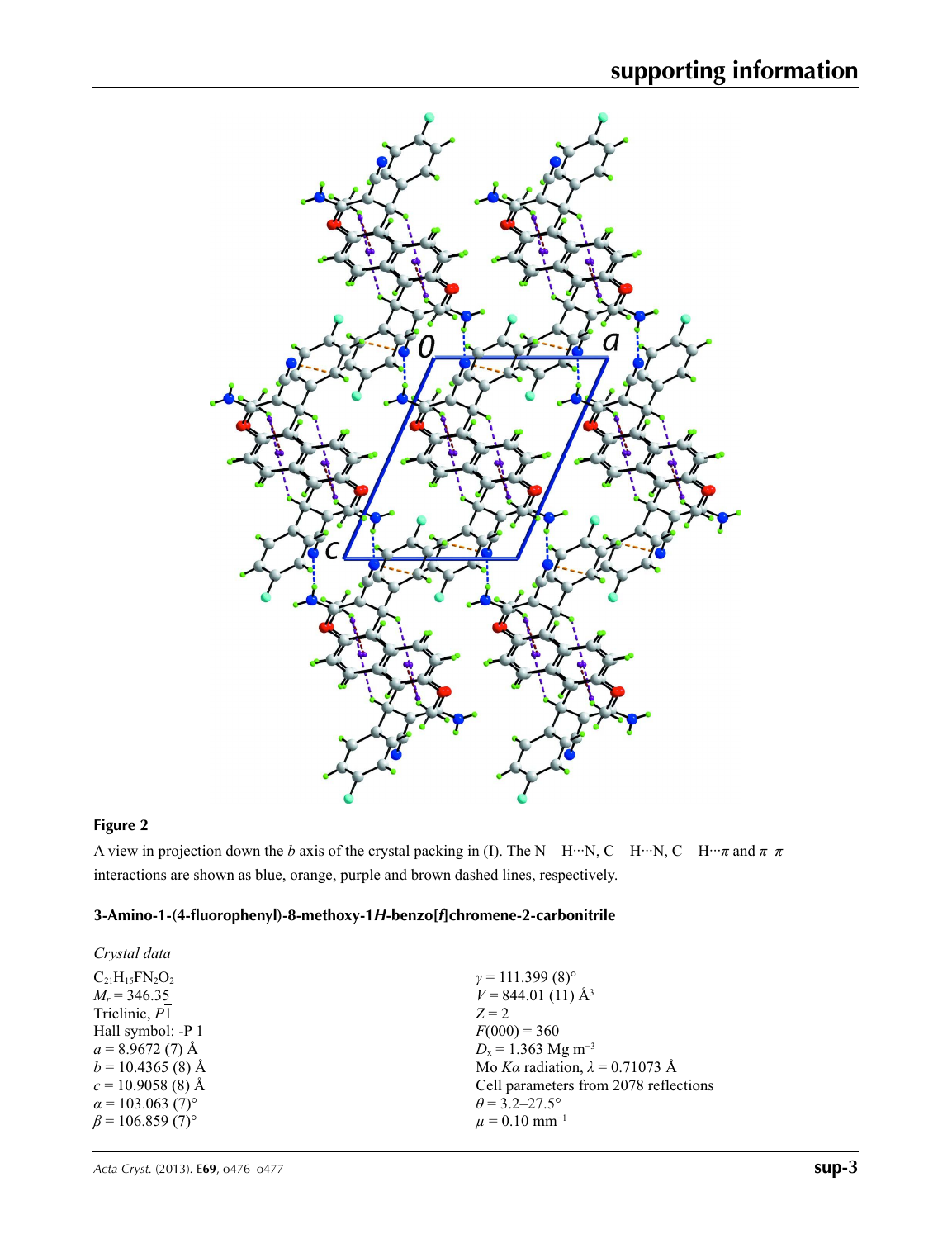**Figure 2**

A view in projection down the *b* axis of the crystal packing in (I). The N—H···N, C—H···N, C—H···$\pi$ and $\pi$–$\pi$ interactions are shown as blue, orange, purple and brown dashed lines, respectively.

### 3-Amino-1-(4-fluorophenyl)-8-methoxy-1*H*-benzo[*f*]chromene-2-carbonitrile

*Crystal data*

$C_{21}H_{15}FN_2O_2$
$M_r = 346.35$
Triclinic, $P\overline{1}$
Hall symbol: -P 1
$a = 8.9672$ (7) Å
$b = 10.4365$ (8) Å
$c = 10.9058$ (8) Å
$\alpha = 103.063$ (7)°
$\beta = 106.859$ (7)°
$\gamma = 111.399$ (8)°
$V = 844.01$ (11) Å$^3$
$Z = 2$
$F(000) = 360$
$D_x = 1.363$ Mg m$^{-3}$
Mo $K\alpha$ radiation, $\lambda = 0.71073$ Å
Cell parameters from 2078 reflections
$\theta = 3.2$–$27.5$°
$\mu = 0.10$ mm$^{-1}$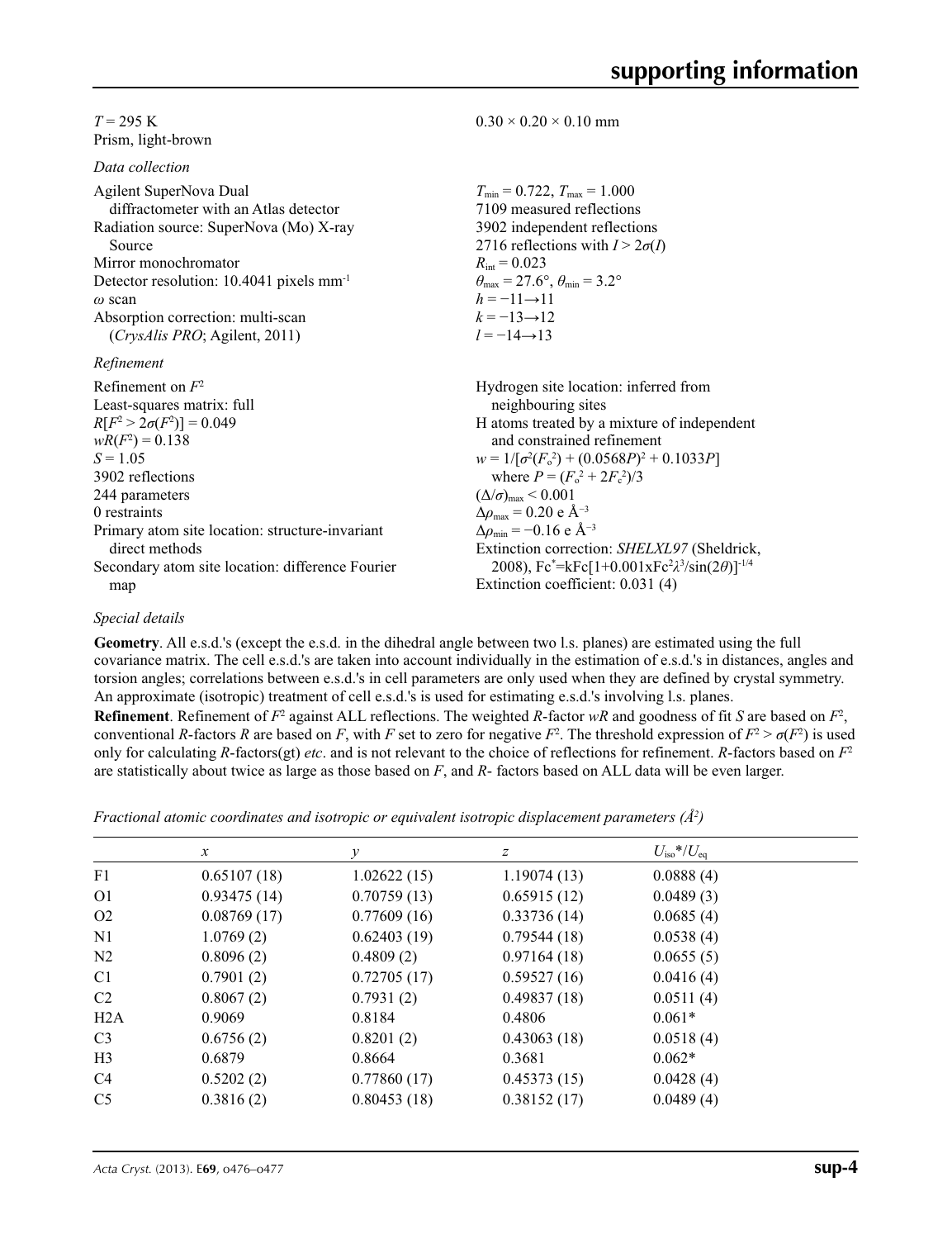$T = 295$ K
Prism, light-brown
$0.30 \times 0.20 \times 0.10$ mm

*Data collection*

Agilent SuperNova Dual diffractometer with an Atlas detector
Radiation source: SuperNova (Mo) X-ray Source
Mirror monochromator
Detector resolution: 10.4041 pixels mm$^{-1}$
$\omega$ scan
Absorption correction: multi-scan (*CrysAlis PRO*; Agilent, 2011)
$T_{\min} = 0.722$, $T_{\max} = 1.000$
7109 measured reflections
3902 independent reflections
2716 reflections with $I > 2\sigma(I)$
$R_{\text{int}} = 0.023$
$\theta_{\max} = 27.6°$, $\theta_{\min} = 3.2°$
$h = -11 \rightarrow 11$
$k = -13 \rightarrow 12$
$l = -14 \rightarrow 13$

*Refinement*

Refinement on $F^2$
Least-squares matrix: full
$R[F^2 > 2\sigma(F^2)] = 0.049$
$wR(F^2) = 0.138$
$S = 1.05$
3902 reflections
244 parameters
0 restraints
Primary atom site location: structure-invariant direct methods
Secondary atom site location: difference Fourier map
Hydrogen site location: inferred from neighbouring sites
H atoms treated by a mixture of independent and constrained refinement
$w = 1/[\sigma^2(F_o^2) + (0.0568P)^2 + 0.1033P]$ where $P = (F_o^2 + 2F_c^2)/3$
$(\Delta/\sigma)_{\max} < 0.001$
$\Delta\rho_{\max} = 0.20$ e Å$^{-3}$
$\Delta\rho_{\min} = -0.16$ e Å$^{-3}$
Extinction correction: *SHELXL97* (Sheldrick, 2008), $Fc^*=kFc[1+0.001xFc^2\lambda^3/\sin(2\theta)]^{-1/4}$
Extinction coefficient: 0.031 (4)

*Special details*

**Geometry**. All e.s.d.'s (except the e.s.d. in the dihedral angle between two l.s. planes) are estimated using the full covariance matrix. The cell e.s.d.'s are taken into account individually in the estimation of e.s.d.'s in distances, angles and torsion angles; correlations between e.s.d.'s in cell parameters are only used when they are defined by crystal symmetry. An approximate (isotropic) treatment of cell e.s.d.'s is used for estimating e.s.d.'s involving l.s. planes.

**Refinement**. Refinement of $F^2$ against ALL reflections. The weighted $R$-factor $wR$ and goodness of fit $S$ are based on $F^2$, conventional $R$-factors $R$ are based on $F$, with $F$ set to zero for negative $F^2$. The threshold expression of $F^2 > \sigma(F^2)$ is used only for calculating $R$-factors(gt) *etc*. and is not relevant to the choice of reflections for refinement. $R$-factors based on $F^2$ are statistically about twice as large as those based on $F$, and $R$- factors based on ALL data will be even larger.

*Fractional atomic coordinates and isotropic or equivalent isotropic displacement parameters (Å$^2$)*

| | $x$ | $y$ | $z$ | $U_{\text{iso}}$*/$U_{\text{eq}}$ |
|---|---|---|---|---|
| F1 | 0.65107 (18) | 1.02622 (15) | 1.19074 (13) | 0.0888 (4) |
| O1 | 0.93475 (14) | 0.70759 (13) | 0.65915 (12) | 0.0489 (3) |
| O2 | 0.08769 (17) | 0.77609 (16) | 0.33736 (14) | 0.0685 (4) |
| N1 | 1.0769 (2) | 0.62403 (19) | 0.79544 (18) | 0.0538 (4) |
| N2 | 0.8096 (2) | 0.4809 (2) | 0.97164 (18) | 0.0655 (5) |
| C1 | 0.7901 (2) | 0.72705 (17) | 0.59527 (16) | 0.0416 (4) |
| C2 | 0.8067 (2) | 0.7931 (2) | 0.49837 (18) | 0.0511 (4) |
| H2A | 0.9069 | 0.8184 | 0.4806 | 0.061* |
| C3 | 0.6756 (2) | 0.8201 (2) | 0.43063 (18) | 0.0518 (4) |
| H3 | 0.6879 | 0.8664 | 0.3681 | 0.062* |
| C4 | 0.5202 (2) | 0.77860 (17) | 0.45373 (15) | 0.0428 (4) |
| C5 | 0.3816 (2) | 0.80453 (18) | 0.38152 (17) | 0.0489 (4) |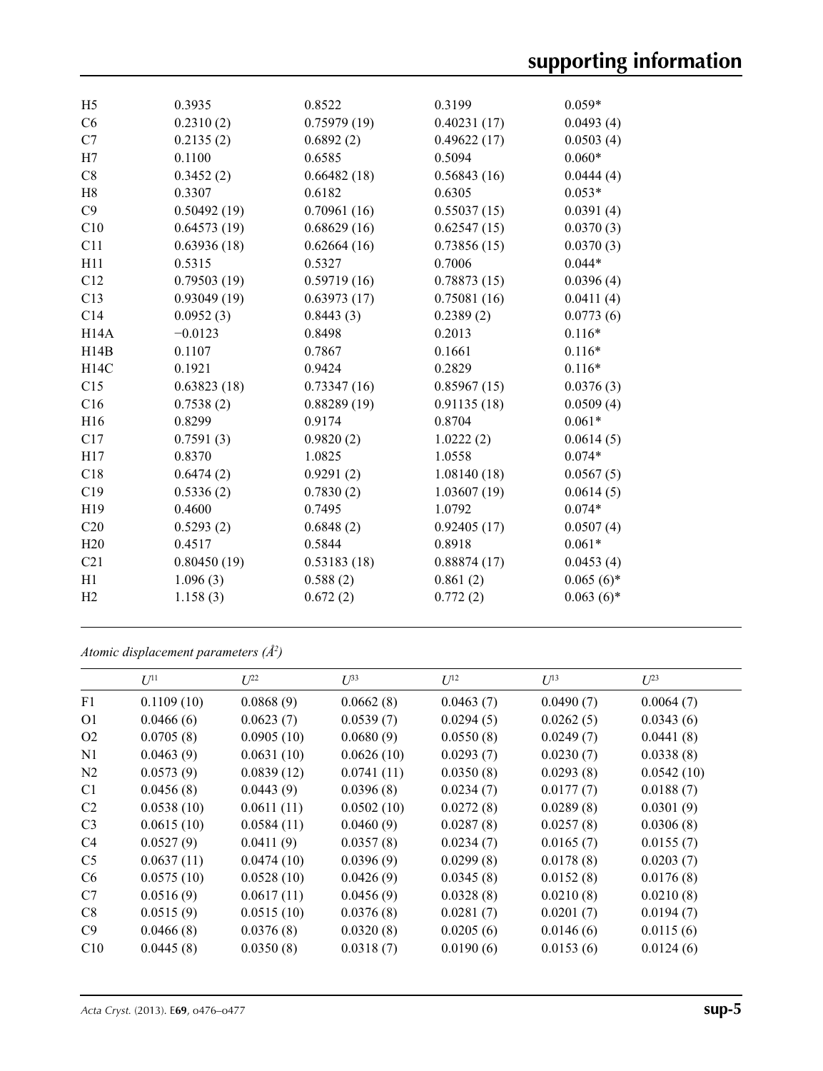| | | | | |
|---|---|---|---|---|
| H5 | 0.3935 | 0.8522 | 0.3199 | 0.059* |
| C6 | 0.2310 (2) | 0.75979 (19) | 0.40231 (17) | 0.0493 (4) |
| C7 | 0.2135 (2) | 0.6892 (2) | 0.49622 (17) | 0.0503 (4) |
| H7 | 0.1100 | 0.6585 | 0.5094 | 0.060* |
| C8 | 0.3452 (2) | 0.66482 (18) | 0.56843 (16) | 0.0444 (4) |
| H8 | 0.3307 | 0.6182 | 0.6305 | 0.053* |
| C9 | 0.50492 (19) | 0.70961 (16) | 0.55037 (15) | 0.0391 (4) |
| C10 | 0.64573 (19) | 0.68629 (16) | 0.62547 (15) | 0.0370 (3) |
| C11 | 0.63936 (18) | 0.62664 (16) | 0.73856 (15) | 0.0370 (3) |
| H11 | 0.5315 | 0.5327 | 0.7006 | 0.044* |
| C12 | 0.79503 (19) | 0.59719 (16) | 0.78873 (15) | 0.0396 (4) |
| C13 | 0.93049 (19) | 0.63973 (17) | 0.75081 (16) | 0.0411 (4) |
| C14 | 0.0952 (3) | 0.8443 (3) | 0.2389 (2) | 0.0773 (6) |
| H14A | −0.0123 | 0.8498 | 0.2013 | 0.116* |
| H14B | 0.1107 | 0.7867 | 0.1661 | 0.116* |
| H14C | 0.1921 | 0.9424 | 0.2829 | 0.116* |
| C15 | 0.63823 (18) | 0.73347 (16) | 0.85967 (15) | 0.0376 (3) |
| C16 | 0.7538 (2) | 0.88289 (19) | 0.91135 (18) | 0.0509 (4) |
| H16 | 0.8299 | 0.9174 | 0.8704 | 0.061* |
| C17 | 0.7591 (3) | 0.9820 (2) | 1.0222 (2) | 0.0614 (5) |
| H17 | 0.8370 | 1.0825 | 1.0558 | 0.074* |
| C18 | 0.6474 (2) | 0.9291 (2) | 1.08140 (18) | 0.0567 (5) |
| C19 | 0.5336 (2) | 0.7830 (2) | 1.03607 (19) | 0.0614 (5) |
| H19 | 0.4600 | 0.7495 | 1.0792 | 0.074* |
| C20 | 0.5293 (2) | 0.6848 (2) | 0.92405 (17) | 0.0507 (4) |
| H20 | 0.4517 | 0.5844 | 0.8918 | 0.061* |
| C21 | 0.80450 (19) | 0.53183 (18) | 0.88874 (17) | 0.0453 (4) |
| H1 | 1.096 (3) | 0.588 (2) | 0.861 (2) | 0.065 (6)* |
| H2 | 1.158 (3) | 0.672 (2) | 0.772 (2) | 0.063 (6)* |

*Atomic displacement parameters (Å²)*

| | $U^{11}$ | $U^{22}$ | $U^{33}$ | $U^{12}$ | $U^{13}$ | $U^{23}$ |
|---|---|---|---|---|---|---|
| F1 | 0.1109 (10) | 0.0868 (9) | 0.0662 (8) | 0.0463 (7) | 0.0490 (7) | 0.0064 (7) |
| O1 | 0.0466 (6) | 0.0623 (7) | 0.0539 (7) | 0.0294 (5) | 0.0262 (5) | 0.0343 (6) |
| O2 | 0.0705 (8) | 0.0905 (10) | 0.0680 (9) | 0.0550 (8) | 0.0249 (7) | 0.0441 (8) |
| N1 | 0.0463 (9) | 0.0631 (10) | 0.0626 (10) | 0.0293 (7) | 0.0230 (7) | 0.0338 (8) |
| N2 | 0.0573 (9) | 0.0839 (12) | 0.0741 (11) | 0.0350 (8) | 0.0293 (8) | 0.0542 (10) |
| C1 | 0.0456 (8) | 0.0443 (9) | 0.0396 (8) | 0.0234 (7) | 0.0177 (7) | 0.0188 (7) |
| C2 | 0.0538 (10) | 0.0611 (11) | 0.0502 (10) | 0.0272 (8) | 0.0289 (8) | 0.0301 (9) |
| C3 | 0.0615 (10) | 0.0584 (11) | 0.0460 (9) | 0.0287 (8) | 0.0257 (8) | 0.0306 (8) |
| C4 | 0.0527 (9) | 0.0411 (9) | 0.0357 (8) | 0.0234 (7) | 0.0165 (7) | 0.0155 (7) |
| C5 | 0.0637 (11) | 0.0474 (10) | 0.0396 (9) | 0.0299 (8) | 0.0178 (8) | 0.0203 (7) |
| C6 | 0.0575 (10) | 0.0528 (10) | 0.0426 (9) | 0.0345 (8) | 0.0152 (8) | 0.0176 (8) |
| C7 | 0.0516 (9) | 0.0617 (11) | 0.0456 (9) | 0.0328 (8) | 0.0210 (8) | 0.0210 (8) |
| C8 | 0.0515 (9) | 0.0515 (10) | 0.0376 (8) | 0.0281 (7) | 0.0201 (7) | 0.0194 (7) |
| C9 | 0.0466 (8) | 0.0376 (8) | 0.0320 (8) | 0.0205 (6) | 0.0146 (6) | 0.0115 (6) |
| C10 | 0.0445 (8) | 0.0350 (8) | 0.0318 (7) | 0.0190 (6) | 0.0153 (6) | 0.0124 (6) |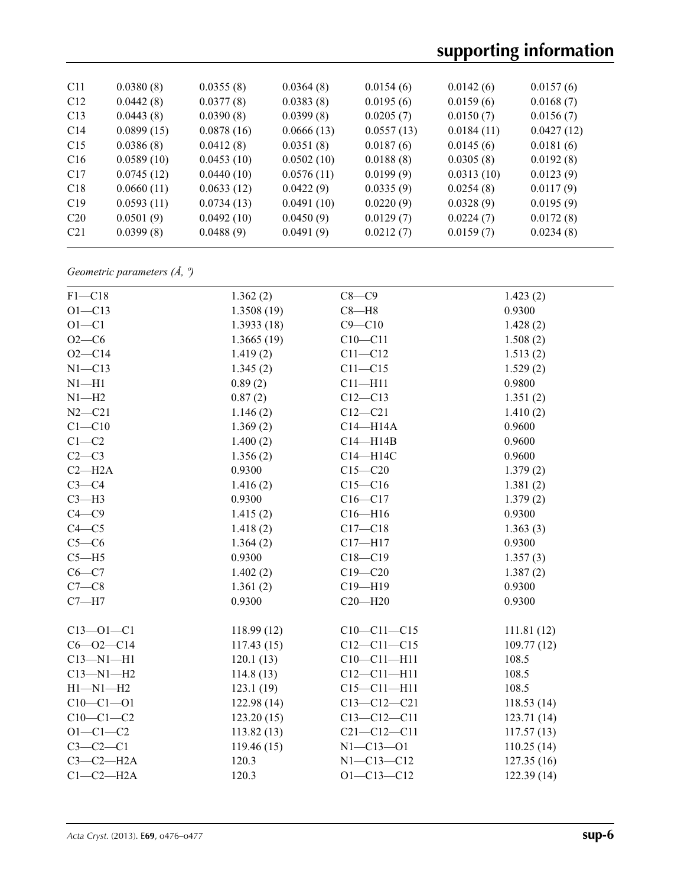| C11 | 0.0380 (8) | 0.0355 (8) | 0.0364 (8) | 0.0154 (6) | 0.0142 (6) | 0.0157 (6) |
|---|---|---|---|---|---|---|
| C12 | 0.0442 (8) | 0.0377 (8) | 0.0383 (8) | 0.0195 (6) | 0.0159 (6) | 0.0168 (7) |
| C13 | 0.0443 (8) | 0.0390 (8) | 0.0399 (8) | 0.0205 (7) | 0.0150 (7) | 0.0156 (7) |
| C14 | 0.0899 (15) | 0.0878 (16) | 0.0666 (13) | 0.0557 (13) | 0.0184 (11) | 0.0427 (12) |
| C15 | 0.0386 (8) | 0.0412 (8) | 0.0351 (8) | 0.0187 (6) | 0.0145 (6) | 0.0181 (6) |
| C16 | 0.0589 (10) | 0.0453 (10) | 0.0502 (10) | 0.0188 (8) | 0.0305 (8) | 0.0192 (8) |
| C17 | 0.0745 (12) | 0.0440 (10) | 0.0576 (11) | 0.0199 (9) | 0.0313 (10) | 0.0123 (9) |
| C18 | 0.0660 (11) | 0.0633 (12) | 0.0422 (9) | 0.0335 (9) | 0.0254 (8) | 0.0117 (9) |
| C19 | 0.0593 (11) | 0.0734 (13) | 0.0491 (10) | 0.0220 (9) | 0.0328 (9) | 0.0195 (9) |
| C20 | 0.0501 (9) | 0.0492 (10) | 0.0450 (9) | 0.0129 (7) | 0.0224 (7) | 0.0172 (8) |
| C21 | 0.0399 (8) | 0.0488 (9) | 0.0491 (9) | 0.0212 (7) | 0.0159 (7) | 0.0234 (8) |

*Geometric parameters (Å, º)*

| | | | |
|---|---|---|---|
| F1—C18 | 1.362 (2) | C8—C9 | 1.423 (2) |
| O1—C13 | 1.3508 (19) | C8—H8 | 0.9300 |
| O1—C1 | 1.3933 (18) | C9—C10 | 1.428 (2) |
| O2—C6 | 1.3665 (19) | C10—C11 | 1.508 (2) |
| O2—C14 | 1.419 (2) | C11—C12 | 1.513 (2) |
| N1—C13 | 1.345 (2) | C11—C15 | 1.529 (2) |
| N1—H1 | 0.89 (2) | C11—H11 | 0.9800 |
| N1—H2 | 0.87 (2) | C12—C13 | 1.351 (2) |
| N2—C21 | 1.146 (2) | C12—C21 | 1.410 (2) |
| C1—C10 | 1.369 (2) | C14—H14A | 0.9600 |
| C1—C2 | 1.400 (2) | C14—H14B | 0.9600 |
| C2—C3 | 1.356 (2) | C14—H14C | 0.9600 |
| C2—H2A | 0.9300 | C15—C20 | 1.379 (2) |
| C3—C4 | 1.416 (2) | C15—C16 | 1.381 (2) |
| C3—H3 | 0.9300 | C16—C17 | 1.379 (2) |
| C4—C9 | 1.415 (2) | C16—H16 | 0.9300 |
| C4—C5 | 1.418 (2) | C17—C18 | 1.363 (3) |
| C5—C6 | 1.364 (2) | C17—H17 | 0.9300 |
| C5—H5 | 0.9300 | C18—C19 | 1.357 (3) |
| C6—C7 | 1.402 (2) | C19—C20 | 1.387 (2) |
| C7—C8 | 1.361 (2) | C19—H19 | 0.9300 |
| C7—H7 | 0.9300 | C20—H20 | 0.9300 |
| | | | |
| C13—O1—C1 | 118.99 (12) | C10—C11—C15 | 111.81 (12) |
| C6—O2—C14 | 117.43 (15) | C12—C11—C15 | 109.77 (12) |
| C13—N1—H1 | 120.1 (13) | C10—C11—H11 | 108.5 |
| C13—N1—H2 | 114.8 (13) | C12—C11—H11 | 108.5 |
| H1—N1—H2 | 123.1 (19) | C15—C11—H11 | 108.5 |
| C10—C1—O1 | 122.98 (14) | C13—C12—C21 | 118.53 (14) |
| C10—C1—C2 | 123.20 (15) | C13—C12—C11 | 123.71 (14) |
| O1—C1—C2 | 113.82 (13) | C21—C12—C11 | 117.57 (13) |
| C3—C2—C1 | 119.46 (15) | N1—C13—O1 | 110.25 (14) |
| C3—C2—H2A | 120.3 | N1—C13—C12 | 127.35 (16) |
| C1—C2—H2A | 120.3 | O1—C13—C12 | 122.39 (14) |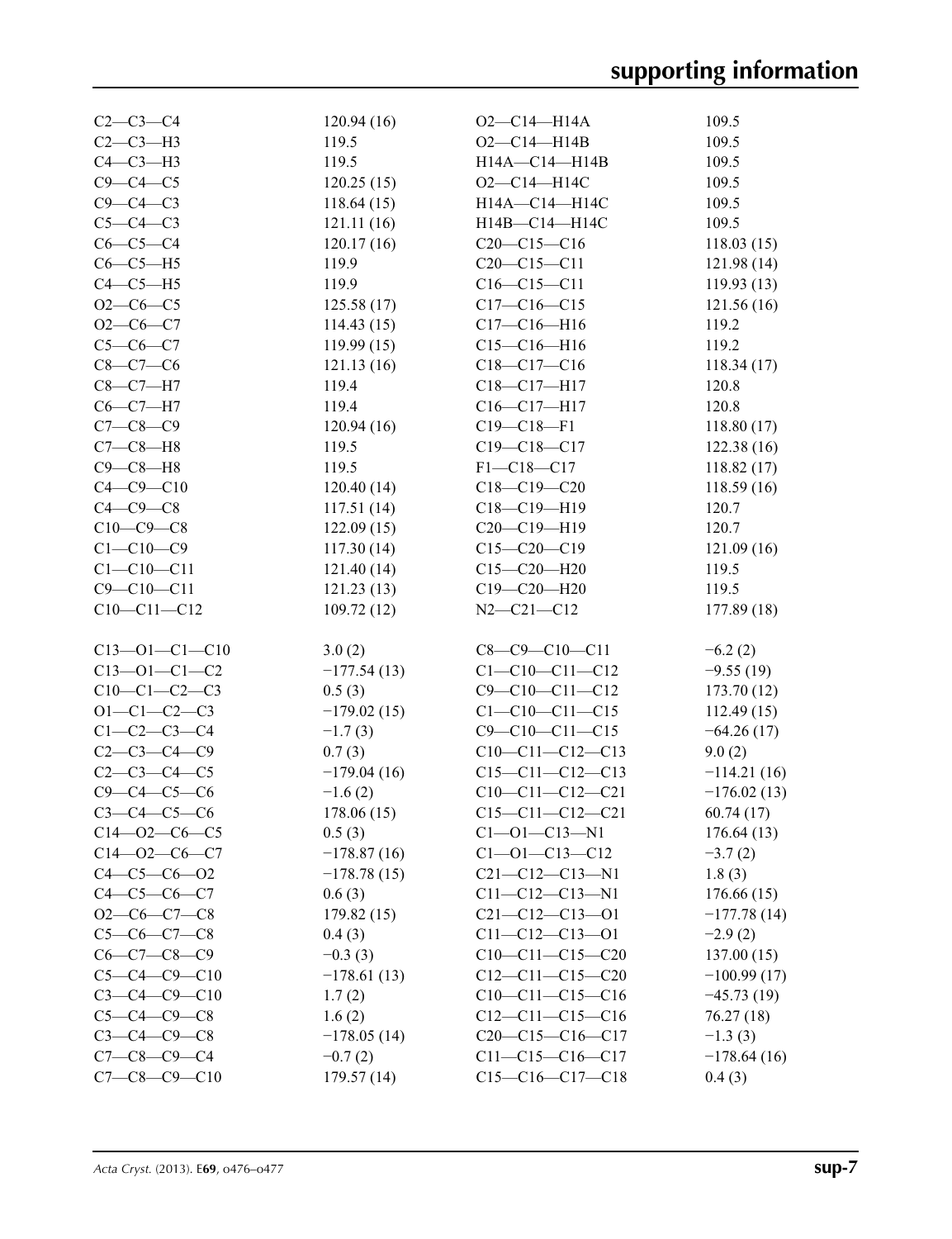| | | | |
|---|---|---|---|
| C2—C3—C4 | 120.94 (16) | O2—C14—H14A | 109.5 |
| C2—C3—H3 | 119.5 | O2—C14—H14B | 109.5 |
| C4—C3—H3 | 119.5 | H14A—C14—H14B | 109.5 |
| C9—C4—C5 | 120.25 (15) | O2—C14—H14C | 109.5 |
| C9—C4—C3 | 118.64 (15) | H14A—C14—H14C | 109.5 |
| C5—C4—C3 | 121.11 (16) | H14B—C14—H14C | 109.5 |
| C6—C5—C4 | 120.17 (16) | C20—C15—C16 | 118.03 (15) |
| C6—C5—H5 | 119.9 | C20—C15—C11 | 121.98 (14) |
| C4—C5—H5 | 119.9 | C16—C15—C11 | 119.93 (13) |
| O2—C6—C5 | 125.58 (17) | C17—C16—C15 | 121.56 (16) |
| O2—C6—C7 | 114.43 (15) | C17—C16—H16 | 119.2 |
| C5—C6—C7 | 119.99 (15) | C15—C16—H16 | 119.2 |
| C8—C7—C6 | 121.13 (16) | C18—C17—C16 | 118.34 (17) |
| C8—C7—H7 | 119.4 | C18—C17—H17 | 120.8 |
| C6—C7—H7 | 119.4 | C16—C17—H17 | 120.8 |
| C7—C8—C9 | 120.94 (16) | C19—C18—F1 | 118.80 (17) |
| C7—C8—H8 | 119.5 | C19—C18—C17 | 122.38 (16) |
| C9—C8—H8 | 119.5 | F1—C18—C17 | 118.82 (17) |
| C4—C9—C10 | 120.40 (14) | C18—C19—C20 | 118.59 (16) |
| C4—C9—C8 | 117.51 (14) | C18—C19—H19 | 120.7 |
| C10—C9—C8 | 122.09 (15) | C20—C19—H19 | 120.7 |
| C1—C10—C9 | 117.30 (14) | C15—C20—C19 | 121.09 (16) |
| C1—C10—C11 | 121.40 (14) | C15—C20—H20 | 119.5 |
| C9—C10—C11 | 121.23 (13) | C19—C20—H20 | 119.5 |
| C10—C11—C12 | 109.72 (12) | N2—C21—C12 | 177.89 (18) |

| | | | |
|---|---|---|---|
| C13—O1—C1—C10 | 3.0 (2) | C8—C9—C10—C11 | −6.2 (2) |
| C13—O1—C1—C2 | −177.54 (13) | C1—C10—C11—C12 | −9.55 (19) |
| C10—C1—C2—C3 | 0.5 (3) | C9—C10—C11—C12 | 173.70 (12) |
| O1—C1—C2—C3 | −179.02 (15) | C1—C10—C11—C15 | 112.49 (15) |
| C1—C2—C3—C4 | −1.7 (3) | C9—C10—C11—C15 | −64.26 (17) |
| C2—C3—C4—C9 | 0.7 (3) | C10—C11—C12—C13 | 9.0 (2) |
| C2—C3—C4—C5 | −179.04 (16) | C15—C11—C12—C13 | −114.21 (16) |
| C9—C4—C5—C6 | −1.6 (2) | C10—C11—C12—C21 | −176.02 (13) |
| C3—C4—C5—C6 | 178.06 (15) | C15—C11—C12—C21 | 60.74 (17) |
| C14—O2—C6—C5 | 0.5 (3) | C1—O1—C13—N1 | 176.64 (13) |
| C14—O2—C6—C7 | −178.87 (16) | C1—O1—C13—C12 | −3.7 (2) |
| C4—C5—C6—O2 | −178.78 (15) | C21—C12—C13—N1 | 1.8 (3) |
| C4—C5—C6—C7 | 0.6 (3) | C11—C12—C13—N1 | 176.66 (15) |
| O2—C6—C7—C8 | 179.82 (15) | C21—C12—C13—O1 | −177.78 (14) |
| C5—C6—C7—C8 | 0.4 (3) | C11—C12—C13—O1 | −2.9 (2) |
| C6—C7—C8—C9 | −0.3 (3) | C10—C11—C15—C20 | 137.00 (15) |
| C5—C4—C9—C10 | −178.61 (13) | C12—C11—C15—C20 | −100.99 (17) |
| C3—C4—C9—C10 | 1.7 (2) | C10—C11—C15—C16 | −45.73 (19) |
| C5—C4—C9—C8 | 1.6 (2) | C12—C11—C15—C16 | 76.27 (18) |
| C3—C4—C9—C8 | −178.05 (14) | C20—C15—C16—C17 | −1.3 (3) |
| C7—C8—C9—C4 | −0.7 (2) | C11—C15—C16—C17 | −178.64 (16) |
| C7—C8—C9—C10 | 179.57 (14) | C15—C16—C17—C18 | 0.4 (3) |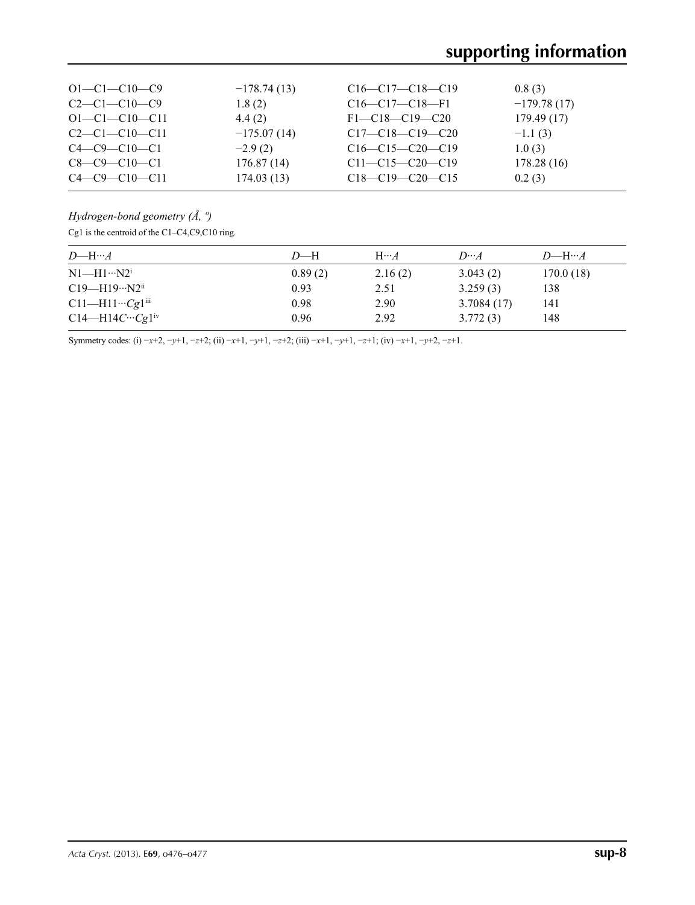| | | | |
|---|---|---|---|
| O1—C1—C10—C9 | −178.74 (13) | C16—C17—C18—C19 | 0.8 (3) |
| C2—C1—C10—C9 | 1.8 (2) | C16—C17—C18—F1 | −179.78 (17) |
| O1—C1—C10—C11 | 4.4 (2) | F1—C18—C19—C20 | 179.49 (17) |
| C2—C1—C10—C11 | −175.07 (14) | C17—C18—C19—C20 | −1.1 (3) |
| C4—C9—C10—C1 | −2.9 (2) | C16—C15—C20—C19 | 1.0 (3) |
| C8—C9—C10—C1 | 176.87 (14) | C11—C15—C20—C19 | 178.28 (16) |
| C4—C9—C10—C11 | 174.03 (13) | C18—C19—C20—C15 | 0.2 (3) |

*Hydrogen-bond geometry (Å, º)*

Cg1 is the centroid of the C1–C4,C9,C10 ring.

| *D*—H···*A* | *D*—H | H···*A* | *D*···*A* | *D*—H···*A* |
|---|---|---|---|---|
| N1—H1···N2[i] | 0.89 (2) | 2.16 (2) | 3.043 (2) | 170.0 (18) |
| C19—H19···N2[ii] | 0.93 | 2.51 | 3.259 (3) | 138 |
| C11—H11···*Cg*1[iii] | 0.98 | 2.90 | 3.7084 (17) | 141 |
| C14—H14*C*···*Cg*1[iv] | 0.96 | 2.92 | 3.772 (3) | 148 |

Symmetry codes: (i) $-x+2, -y+1, -z+2$; (ii) $-x+1, -y+1, -z+2$; (iii) $-x+1, -y+1, -z+1$; (iv) $-x+1, -y+2, -z+1$.